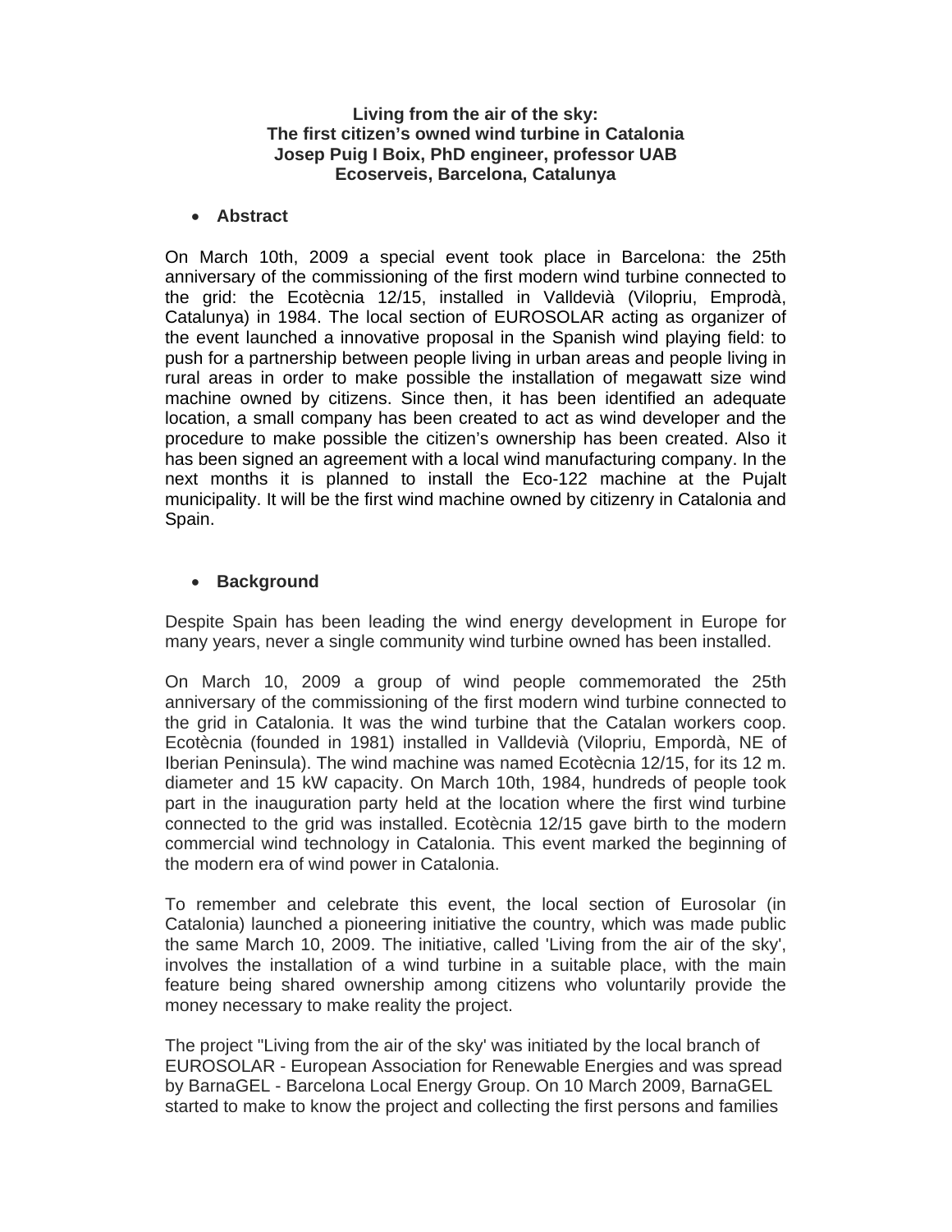**Living from the air of the sky:**
**The first citizen's owned wind turbine in Catalonia**
**Josep Puig I Boix, PhD engineer, professor UAB**
**Ecoserveis, Barcelona, Catalunya**

- **Abstract**

On March 10th, 2009 a special event took place in Barcelona: the 25th anniversary of the commissioning of the first modern wind turbine connected to the grid: the Ecotècnia 12/15, installed in Valldevià (Vilopriu, Emprodà, Catalunya) in 1984. The local section of EUROSOLAR acting as organizer of the event launched a innovative proposal in the Spanish wind playing field: to push for a partnership between people living in urban areas and people living in rural areas in order to make possible the installation of megawatt size wind machine owned by citizens. Since then, it has been identified an adequate location, a small company has been created to act as wind developer and the procedure to make possible the citizen's ownership has been created. Also it has been signed an agreement with a local wind manufacturing company. In the next months it is planned to install the Eco-122 machine at the Pujalt municipality. It will be the first wind machine owned by citizenry in Catalonia and Spain.

- **Background**

Despite Spain has been leading the wind energy development in Europe for many years, never a single community wind turbine owned has been installed.

On March 10, 2009 a group of wind people commemorated the 25th anniversary of the commissioning of the first modern wind turbine connected to the grid in Catalonia. It was the wind turbine that the Catalan workers coop. Ecotècnia (founded in 1981) installed in Valldevià (Vilopriu, Empordà, NE of Iberian Peninsula). The wind machine was named Ecotècnia 12/15, for its 12 m. diameter and 15 kW capacity. On March 10th, 1984, hundreds of people took part in the inauguration party held at the location where the first wind turbine connected to the grid was installed. Ecotècnia 12/15 gave birth to the modern commercial wind technology in Catalonia. This event marked the beginning of the modern era of wind power in Catalonia.

To remember and celebrate this event, the local section of Eurosolar (in Catalonia) launched a pioneering initiative the country, which was made public the same March 10, 2009. The initiative, called 'Living from the air of the sky', involves the installation of a wind turbine in a suitable place, with the main feature being shared ownership among citizens who voluntarily provide the money necessary to make reality the project.

The project "Living from the air of the sky' was initiated by the local branch of EUROSOLAR - European Association for Renewable Energies and was spread by BarnaGEL - Barcelona Local Energy Group. On 10 March 2009, BarnaGEL started to make to know the project and collecting the first persons and families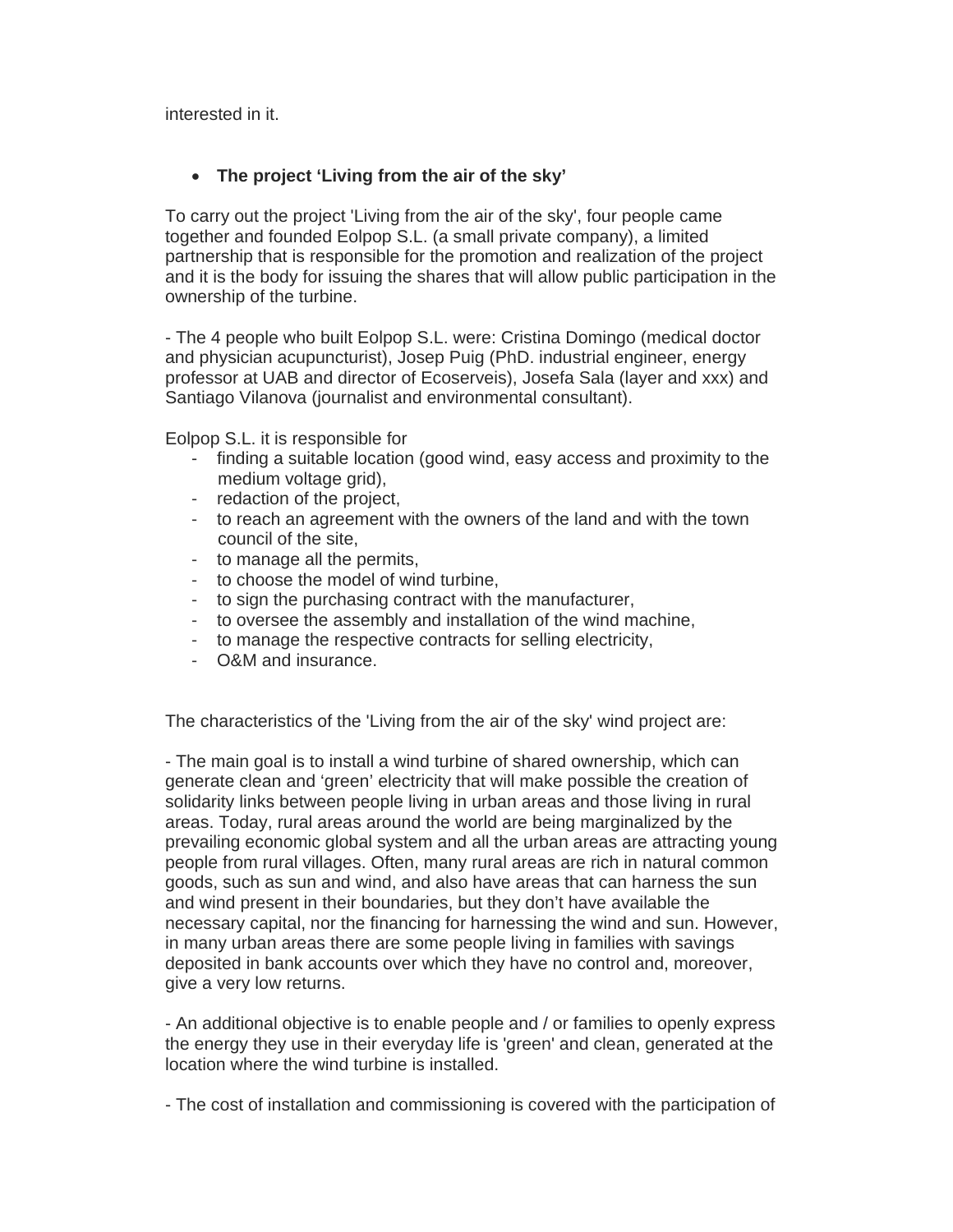interested in it.

- **The project 'Living from the air of the sky'**

To carry out the project 'Living from the air of the sky', four people came together and founded Eolpop S.L. (a small private company), a limited partnership that is responsible for the promotion and realization of the project and it is the body for issuing the shares that will allow public participation in the ownership of the turbine.

- The 4 people who built Eolpop S.L. were: Cristina Domingo (medical doctor and physician acupuncturist), Josep Puig (PhD. industrial engineer, energy professor at UAB and director of Ecoserveis), Josefa Sala (layer and xxx) and Santiago Vilanova (journalist and environmental consultant).

Eolpop S.L. it is responsible for

- finding a suitable location (good wind, easy access and proximity to the medium voltage grid),
- redaction of the project,
- to reach an agreement with the owners of the land and with the town council of the site,
- to manage all the permits,
- to choose the model of wind turbine,
- to sign the purchasing contract with the manufacturer,
- to oversee the assembly and installation of the wind machine,
- to manage the respective contracts for selling electricity,
- O&M and insurance.

The characteristics of the 'Living from the air of the sky' wind project are:

- The main goal is to install a wind turbine of shared ownership, which can generate clean and 'green' electricity that will make possible the creation of solidarity links between people living in urban areas and those living in rural areas. Today, rural areas around the world are being marginalized by the prevailing economic global system and all the urban areas are attracting young people from rural villages. Often, many rural areas are rich in natural common goods, such as sun and wind, and also have areas that can harness the sun and wind present in their boundaries, but they don't have available the necessary capital, nor the financing for harnessing the wind and sun. However, in many urban areas there are some people living in families with savings deposited in bank accounts over which they have no control and, moreover, give a very low returns.

- An additional objective is to enable people and / or families to openly express the energy they use in their everyday life is 'green' and clean, generated at the location where the wind turbine is installed.

- The cost of installation and commissioning is covered with the participation of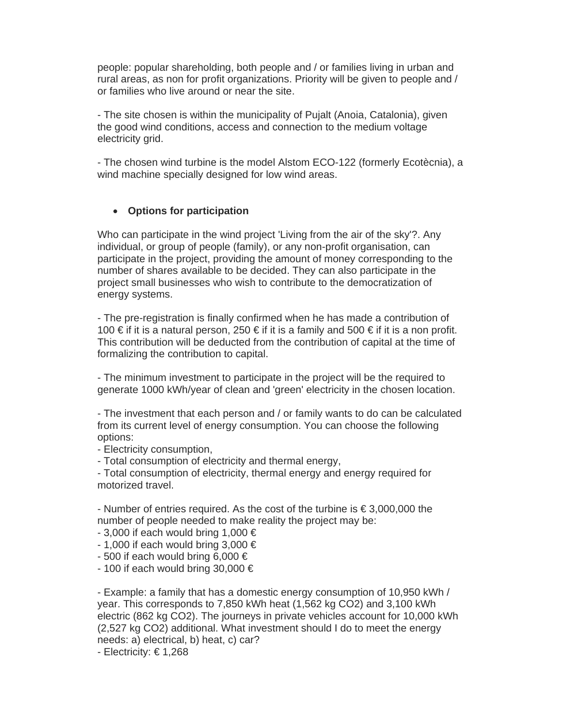people: popular shareholding, both people and / or families living in urban and rural areas, as non for profit organizations. Priority will be given to people and / or families who live around or near the site.

- The site chosen is within the municipality of Pujalt (Anoia, Catalonia), given the good wind conditions, access and connection to the medium voltage electricity grid.

- The chosen wind turbine is the model Alstom ECO-122 (formerly Ecotècnia), a wind machine specially designed for low wind areas.

- **Options for participation**

Who can participate in the wind project 'Living from the air of the sky'?. Any individual, or group of people (family), or any non-profit organisation, can participate in the project, providing the amount of money corresponding to the number of shares available to be decided. They can also participate in the project small businesses who wish to contribute to the democratization of energy systems.

- The pre-registration is finally confirmed when he has made a contribution of 100 € if it is a natural person, 250 € if it is a family and 500 € if it is a non profit. This contribution will be deducted from the contribution of capital at the time of formalizing the contribution to capital.

- The minimum investment to participate in the project will be the required to generate 1000 kWh/year of clean and 'green' electricity in the chosen location.

- The investment that each person and / or family wants to do can be calculated from its current level of energy consumption. You can choose the following options:
- Electricity consumption,
- Total consumption of electricity and thermal energy,
- Total consumption of electricity, thermal energy and energy required for motorized travel.

- Number of entries required. As the cost of the turbine is € 3,000,000 the number of people needed to make reality the project may be:
- 3,000 if each would bring 1,000 €
- 1,000 if each would bring 3,000 €
- 500 if each would bring 6,000 €
- 100 if each would bring 30,000 €

- Example: a family that has a domestic energy consumption of 10,950 kWh / year. This corresponds to 7,850 kWh heat (1,562 kg $CO_2$) and 3,100 kWh electric (862 kg $CO_2$). The journeys in private vehicles account for 10,000 kWh (2,527 kg $CO_2$) additional. What investment should I do to meet the energy needs: a) electrical, b) heat, c) car?
- Electricity: € 1,268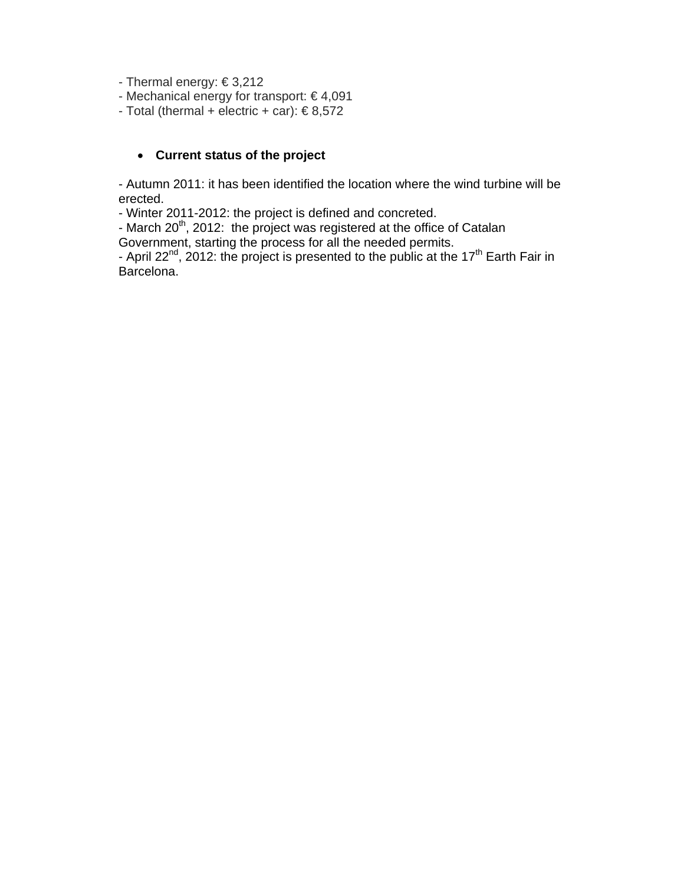- Thermal energy: € 3,212
- Mechanical energy for transport: € 4,091
- Total (thermal + electric + car): € 8,572

- **Current status of the project**

- Autumn 2011: it has been identified the location where the wind turbine will be erected.
- Winter 2011-2012: the project is defined and concreted.
- March 20th, 2012: the project was registered at the office of Catalan Government, starting the process for all the needed permits.
- April 22nd, 2012: the project is presented to the public at the 17th Earth Fair in Barcelona.